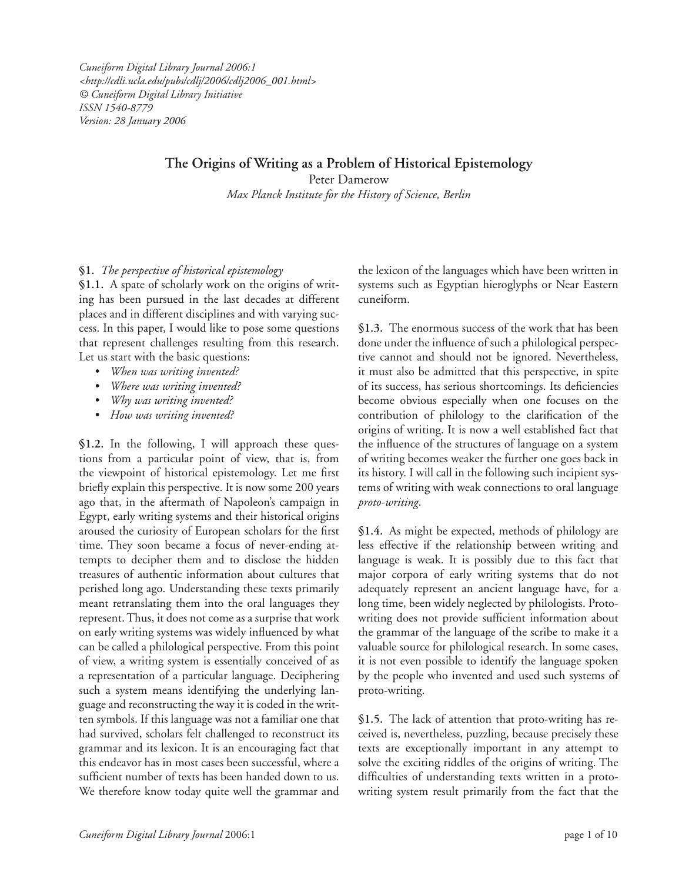*Cuneiform Digital Library Journal 2006:1*
*<http://cdli.ucla.edu/pubs/cdlj/2006/cdlj2006_001.html>*
*© Cuneiform Digital Library Initiative*
*ISSN 1540-8779*
*Version: 28 January 2006*

# The Origins of Writing as a Problem of Historical Epistemology

Peter Damerow
*Max Planck Institute for the History of Science, Berlin*

## §1. *The perspective of historical epistemology*

**§1.1.** A spate of scholarly work on the origins of writing has been pursued in the last decades at different places and in different disciplines and with varying success. In this paper, I would like to pose some questions that represent challenges resulting from this research. Let us start with the basic questions:

- *When was writing invented?*
- *Where was writing invented?*
- *Why was writing invented?*
- *How was writing invented?*

**§1.2.** In the following, I will approach these questions from a particular point of view, that is, from the viewpoint of historical epistemology. Let me first briefly explain this perspective. It is now some 200 years ago that, in the aftermath of Napoleon's campaign in Egypt, early writing systems and their historical origins aroused the curiosity of European scholars for the first time. They soon became a focus of never-ending attempts to decipher them and to disclose the hidden treasures of authentic information about cultures that perished long ago. Understanding these texts primarily meant retranslating them into the oral languages they represent. Thus, it does not come as a surprise that work on early writing systems was widely influenced by what can be called a philological perspective. From this point of view, a writing system is essentially conceived of as a representation of a particular language. Deciphering such a system means identifying the underlying language and reconstructing the way it is coded in the written symbols. If this language was not a familiar one that had survived, scholars felt challenged to reconstruct its grammar and its lexicon. It is an encouraging fact that this endeavor has in most cases been successful, where a sufficient number of texts has been handed down to us. We therefore know today quite well the grammar and the lexicon of the languages which have been written in systems such as Egyptian hieroglyphs or Near Eastern cuneiform.

**§1.3.** The enormous success of the work that has been done under the influence of such a philological perspective cannot and should not be ignored. Nevertheless, it must also be admitted that this perspective, in spite of its success, has serious shortcomings. Its deficiencies become obvious especially when one focuses on the contribution of philology to the clarification of the origins of writing. It is now a well established fact that the influence of the structures of language on a system of writing becomes weaker the further one goes back in its history. I will call in the following such incipient systems of writing with weak connections to oral language *proto-writing*.

**§1.4.** As might be expected, methods of philology are less effective if the relationship between writing and language is weak. It is possibly due to this fact that major corpora of early writing systems that do not adequately represent an ancient language have, for a long time, been widely neglected by philologists. Proto-writing does not provide sufficient information about the grammar of the language of the scribe to make it a valuable source for philological research. In some cases, it is not even possible to identify the language spoken by the people who invented and used such systems of proto-writing.

**§1.5.** The lack of attention that proto-writing has received is, nevertheless, puzzling, because precisely these texts are exceptionally important in any attempt to solve the exciting riddles of the origins of writing. The difficulties of understanding texts written in a proto-writing system result primarily from the fact that the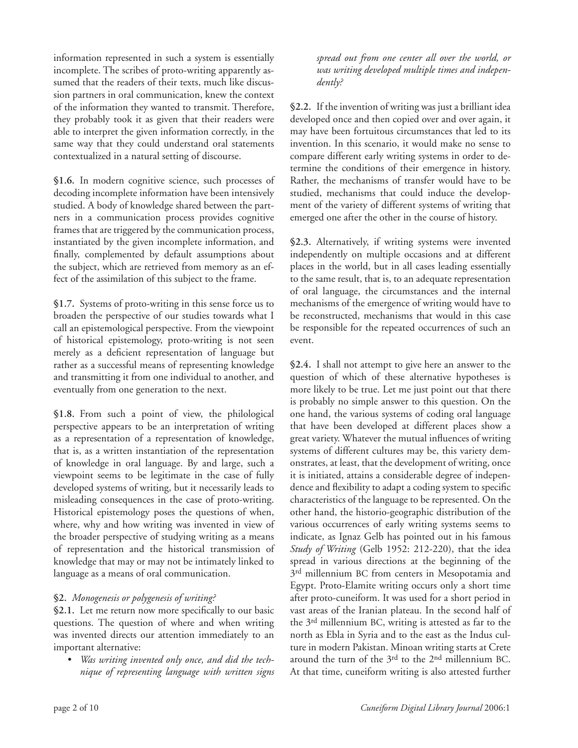information represented in such a system is essentially incomplete. The scribes of proto-writing apparently assumed that the readers of their texts, much like discussion partners in oral communication, knew the context of the information they wanted to transmit. Therefore, they probably took it as given that their readers were able to interpret the given information correctly, in the same way that they could understand oral statements contextualized in a natural setting of discourse.

**§1.6.** In modern cognitive science, such processes of decoding incomplete information have been intensively studied. A body of knowledge shared between the partners in a communication process provides cognitive frames that are triggered by the communication process, instantiated by the given incomplete information, and finally, complemented by default assumptions about the subject, which are retrieved from memory as an effect of the assimilation of this subject to the frame.

**§1.7.** Systems of proto-writing in this sense force us to broaden the perspective of our studies towards what I call an epistemological perspective. From the viewpoint of historical epistemology, proto-writing is not seen merely as a deficient representation of language but rather as a successful means of representing knowledge and transmitting it from one individual to another, and eventually from one generation to the next.

**§1.8.** From such a point of view, the philological perspective appears to be an interpretation of writing as a representation of a representation of knowledge, that is, as a written instantiation of the representation of knowledge in oral language. By and large, such a viewpoint seems to be legitimate in the case of fully developed systems of writing, but it necessarily leads to misleading consequences in the case of proto-writing. Historical epistemology poses the questions of when, where, why and how writing was invented in view of the broader perspective of studying writing as a means of representation and the historical transmission of knowledge that may or may not be intimately linked to language as a means of oral communication.

## §2. *Monogenesis or polygenesis of writing?*

**§2.1.** Let me return now more specifically to our basic questions. The question of where and when writing was invented directs our attention immediately to an important alternative:

- *Was writing invented only once, and did the technique of representing language with written signs spread out from one center all over the world, or was writing developed multiple times and independently?*

**§2.2.** If the invention of writing was just a brilliant idea developed once and then copied over and over again, it may have been fortuitous circumstances that led to its invention. In this scenario, it would make no sense to compare different early writing systems in order to determine the conditions of their emergence in history. Rather, the mechanisms of transfer would have to be studied, mechanisms that could induce the development of the variety of different systems of writing that emerged one after the other in the course of history.

**§2.3.** Alternatively, if writing systems were invented independently on multiple occasions and at different places in the world, but in all cases leading essentially to the same result, that is, to an adequate representation of oral language, the circumstances and the internal mechanisms of the emergence of writing would have to be reconstructed, mechanisms that would in this case be responsible for the repeated occurrences of such an event.

**§2.4.** I shall not attempt to give here an answer to the question of which of these alternative hypotheses is more likely to be true. Let me just point out that there is probably no simple answer to this question. On the one hand, the various systems of coding oral language that have been developed at different places show a great variety. Whatever the mutual influences of writing systems of different cultures may be, this variety demonstrates, at least, that the development of writing, once it is initiated, attains a considerable degree of independence and flexibility to adapt a coding system to specific characteristics of the language to be represented. On the other hand, the historio-geographic distribution of the various occurrences of early writing systems seems to indicate, as Ignaz Gelb has pointed out in his famous *Study of Writing* (Gelb 1952: 212-220), that the idea spread in various directions at the beginning of the 3rd millennium BC from centers in Mesopotamia and Egypt. Proto-Elamite writing occurs only a short time after proto-cuneiform. It was used for a short period in vast areas of the Iranian plateau. In the second half of the 3rd millennium BC, writing is attested as far to the north as Ebla in Syria and to the east as the Indus culture in modern Pakistan. Minoan writing starts at Crete around the turn of the 3rd to the 2nd millennium BC. At that time, cuneiform writing is also attested further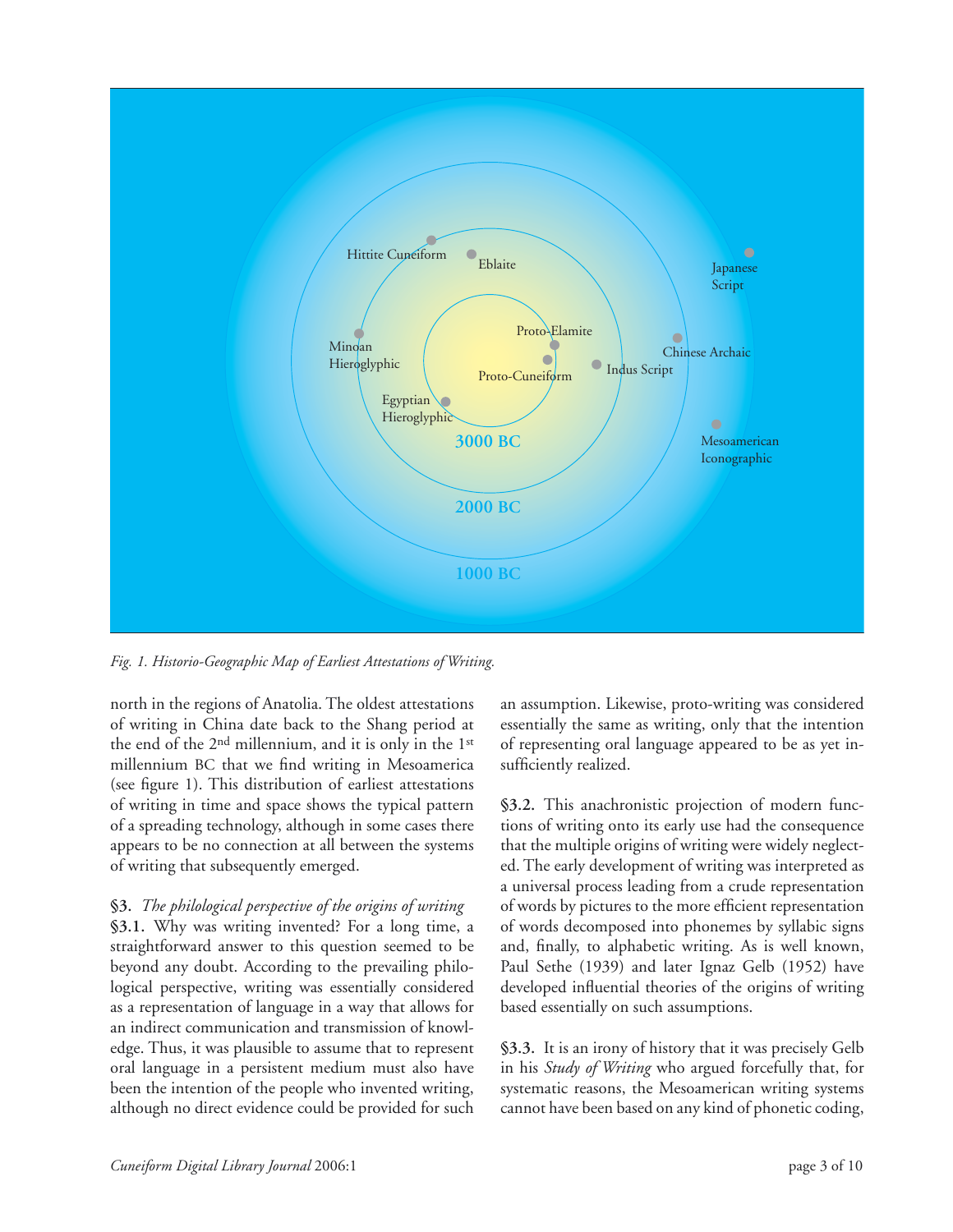Fig. 1. Historio-Geographic Map of Earliest Attestations of Writing.

north in the regions of Anatolia. The oldest attestations of writing in China date back to the Shang period at the end of the 2nd millennium BC, and it is only in the 1st millennium BC that we find writing in Mesoamerica (see figure 1). This distribution of earliest attestations of writing in time and space shows the typical pattern of a spreading technology, although in some cases there appears to be no connection at all between the systems of writing that subsequently emerged.

**§3.** *The philological perspective of the origins of writing*

**§3.1.** Why was writing invented? For a long time, a straightforward answer to this question seemed to be beyond any doubt. According to the prevailing philological perspective, writing was essentially considered as a representation of language in a way that allows for an indirect communication and transmission of knowledge. Thus, it was plausible to assume that to represent oral language in a persistent medium must also have been the intention of the people who invented writing, although no direct evidence could be provided for such an assumption. Likewise, proto-writing was considered essentially the same as writing, only that the intention of representing oral language appeared to be as yet insufficiently realized.

**§3.2.** This anachronistic projection of modern functions of writing onto its early use had the consequence that the multiple origins of writing were widely neglected. The early development of writing was interpreted as a universal process leading from a crude representation of words by pictures to the more efficient representation of words decomposed into phonemes by syllabic signs and, finally, to alphabetic writing. As is well known, Paul Sethe (1939) and later Ignaz Gelb (1952) have developed influential theories of the origins of writing based essentially on such assumptions.

**§3.3.** It is an irony of history that it was precisely Gelb in his *Study of Writing* who argued forcefully that, for systematic reasons, the Mesoamerican writing systems cannot have been based on any kind of phonetic coding,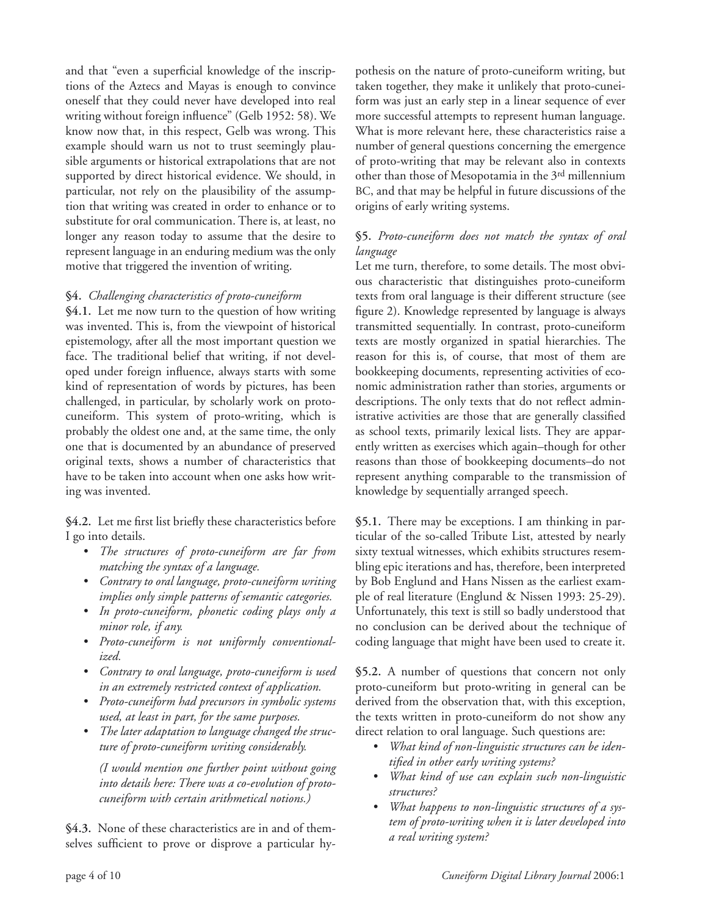and that "even a superficial knowledge of the inscriptions of the Aztecs and Mayas is enough to convince oneself that they could never have developed into real writing without foreign influence" (Gelb 1952: 58). We know now that, in this respect, Gelb was wrong. This example should warn us not to trust seemingly plausible arguments or historical extrapolations that are not supported by direct historical evidence. We should, in particular, not rely on the plausibility of the assumption that writing was created in order to enhance or to substitute for oral communication. There is, at least, no longer any reason today to assume that the desire to represent language in an enduring medium was the only motive that triggered the invention of writing.

**§4.** *Challenging characteristics of proto-cuneiform*

**§4.1.** Let me now turn to the question of how writing was invented. This is, from the viewpoint of historical epistemology, after all the most important question we face. The traditional belief that writing, if not developed under foreign influence, always starts with some kind of representation of words by pictures, has been challenged, in particular, by scholarly work on proto-cuneiform. This system of proto-writing, which is probably the oldest one and, at the same time, the only one that is documented by an abundance of preserved original texts, shows a number of characteristics that have to be taken into account when one asks how writing was invented.

**§4.2.** Let me first list briefly these characteristics before I go into details.

- *The structures of proto-cuneiform are far from matching the syntax of a language.*
- *Contrary to oral language, proto-cuneiform writing implies only simple patterns of semantic categories.*
- *In proto-cuneiform, phonetic coding plays only a minor role, if any.*
- *Proto-cuneiform is not uniformly conventionalized.*
- *Contrary to oral language, proto-cuneiform is used in an extremely restricted context of application.*
- *Proto-cuneiform had precursors in symbolic systems used, at least in part, for the same purposes.*
- *The later adaptation to language changed the structure of proto-cuneiform writing considerably.*

  *(I would mention one further point without going into details here: There was a co-evolution of proto-cuneiform with certain arithmetical notions.)*

**§4.3.** None of these characteristics are in and of themselves sufficient to prove or disprove a particular hypothesis on the nature of proto-cuneiform writing, but taken together, they make it unlikely that proto-cuneiform was just an early step in a linear sequence of ever more successful attempts to represent human language. What is more relevant here, these characteristics raise a number of general questions concerning the emergence of proto-writing that may be relevant also in contexts other than those of Mesopotamia in the 3rd millennium BC, and that may be helpful in future discussions of the origins of early writing systems.

**§5.** *Proto-cuneiform does not match the syntax of oral language*

Let me turn, therefore, to some details. The most obvious characteristic that distinguishes proto-cuneiform texts from oral language is their different structure (see figure 2). Knowledge represented by language is always transmitted sequentially. In contrast, proto-cuneiform texts are mostly organized in spatial hierarchies. The reason for this is, of course, that most of them are bookkeeping documents, representing activities of economic administration rather than stories, arguments or descriptions. The only texts that do not reflect administrative activities are those that are generally classified as school texts, primarily lexical lists. They are apparently written as exercises which again–though for other reasons than those of bookkeeping documents–do not represent anything comparable to the transmission of knowledge by sequentially arranged speech.

**§5.1.** There may be exceptions. I am thinking in particular of the so-called Tribute List, attested by nearly sixty textual witnesses, which exhibits structures resembling epic iterations and has, therefore, been interpreted by Bob Englund and Hans Nissen as the earliest example of real literature (Englund & Nissen 1993: 25-29). Unfortunately, this text is still so badly understood that no conclusion can be derived about the technique of coding language that might have been used to create it.

**§5.2.** A number of questions that concern not only proto-cuneiform but proto-writing in general can be derived from the observation that, with this exception, the texts written in proto-cuneiform do not show any direct relation to oral language. Such questions are:

- *What kind of non-linguistic structures can be identified in other early writing systems?*
- *What kind of use can explain such non-linguistic structures?*
- *What happens to non-linguistic structures of a system of proto-writing when it is later developed into a real writing system?*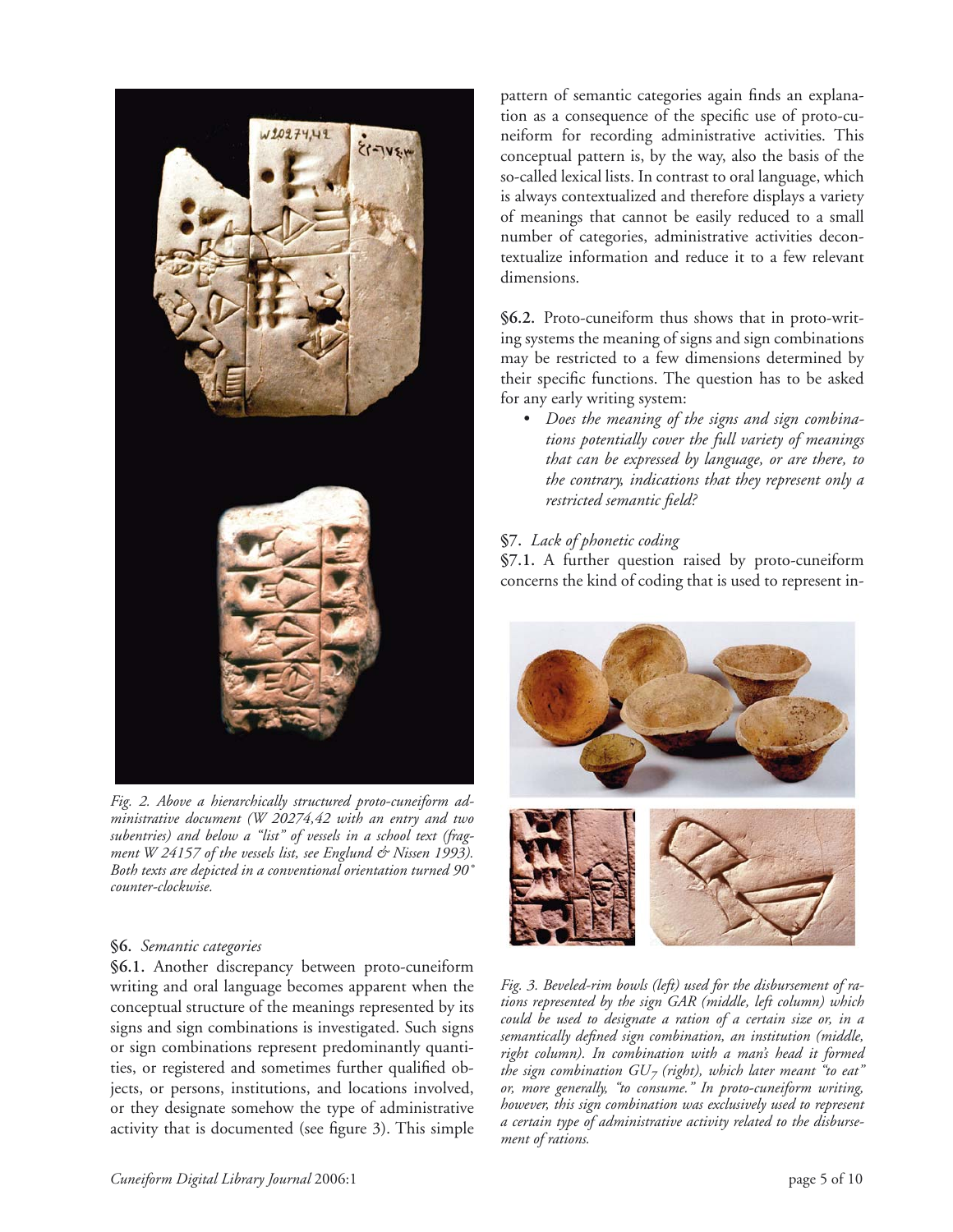Fig. 2. *Above a hierarchically structured proto-cuneiform administrative document (W 20274,42 with an entry and two subentries) and below a "list" of vessels in a school text (fragment W 24157 of the vessels list, see Englund & Nissen 1993). Both texts are depicted in a conventional orientation turned 90° counter-clockwise.*

**§6.** *Semantic categories*

**§6.1.** Another discrepancy between proto-cuneiform writing and oral language becomes apparent when the conceptual structure of the meanings represented by its signs and sign combinations is investigated. Such signs or sign combinations represent predominantly quantities, or registered and sometimes further qualified objects, or persons, institutions, and locations involved, or they designate somehow the type of administrative activity that is documented (see figure 3). This simple pattern of semantic categories again finds an explanation as a consequence of the specific use of proto-cuneiform for recording administrative activities. This conceptual pattern is, by the way, also the basis of the so-called lexical lists. In contrast to oral language, which is always contextualized and therefore displays a variety of meanings that cannot be easily reduced to a small number of categories, administrative activities decontextualize information and reduce it to a few relevant dimensions.

**§6.2.** Proto-cuneiform thus shows that in proto-writing systems the meaning of signs and sign combinations may be restricted to a few dimensions determined by their specific functions. The question has to be asked for any early writing system:

- *Does the meaning of the signs and sign combinations potentially cover the full variety of meanings that can be expressed by language, or are there, to the contrary, indications that they represent only a restricted semantic field?*

**§7.** *Lack of phonetic coding*

**§7.1.** A further question raised by proto-cuneiform concerns the kind of coding that is used to represent in-

*Fig. 3. Beveled-rim bowls (left) used for the disbursement of rations represented by the sign GAR (middle, left column) which could be used to designate a ration of a certain size or, in a semantically defined sign combination, an institution (middle, right column). In combination with a man's head it formed the sign combination* $GU_7$ *(right), which later meant "to eat" or, more generally, "to consume." In proto-cuneiform writing, however, this sign combination was exclusively used to represent a certain type of administrative activity related to the disbursement of rations.*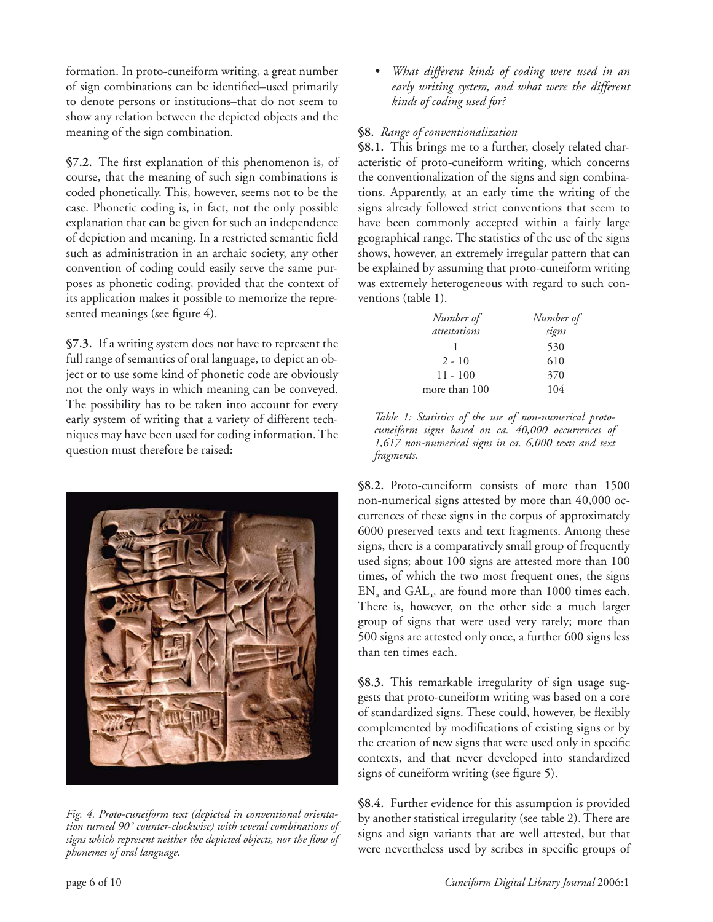formation. In proto-cuneiform writing, a great number of sign combinations can be identified–used primarily to denote persons or institutions–that do not seem to show any relation between the depicted objects and the meaning of the sign combination.

**§7.2.** The first explanation of this phenomenon is, of course, that the meaning of such sign combinations is coded phonetically. This, however, seems not to be the case. Phonetic coding is, in fact, not the only possible explanation that can be given for such an independence of depiction and meaning. In a restricted semantic field such as administration in an archaic society, any other convention of coding could easily serve the same purposes as phonetic coding, provided that the context of its application makes it possible to memorize the represented meanings (see figure 4).

**§7.3.** If a writing system does not have to represent the full range of semantics of oral language, to depict an object or to use some kind of phonetic code are obviously not the only ways in which meaning can be conveyed. The possibility has to be taken into account for every early system of writing that a variety of different techniques may have been used for coding information. The question must therefore be raised:

*Fig. 4. Proto-cuneiform text (depicted in conventional orientation turned 90˚ counter-clockwise) with several combinations of signs which represent neither the depicted objects, nor the flow of phonemes of oral language.*

- *What different kinds of coding were used in an early writing system, and what were the different kinds of coding used for?*

**§8.** *Range of conventionalization*

**§8.1.** This brings me to a further, closely related characteristic of proto-cuneiform writing, which concerns the conventionalization of the signs and sign combinations. Apparently, at an early time the writing of the signs already followed strict conventions that seem to have been commonly accepted within a fairly large geographical range. The statistics of the use of the signs shows, however, an extremely irregular pattern that can be explained by assuming that proto-cuneiform writing was extremely heterogeneous with regard to such conventions (table 1).

| *Number of attestations* | *Number of signs* |
|---|---|
| 1 | 530 |
| 2 - 10 | 610 |
| 11 - 100 | 370 |
| more than 100 | 104 |

*Table 1: Statistics of the use of non-numerical proto-cuneiform signs based on ca. 40,000 occurrences of 1,617 non-numerical signs in ca. 6,000 texts and text fragments.*

**§8.2.** Proto-cuneiform consists of more than 1500 non-numerical signs attested by more than 40,000 occurrences of these signs in the corpus of approximately 6000 preserved texts and text fragments. Among these signs, there is a comparatively small group of frequently used signs; about 100 signs are attested more than 100 times, of which the two most frequent ones, the signs $EN_a$ and $GAL_a$, are found more than 1000 times each. There is, however, on the other side a much larger group of signs that were used very rarely; more than 500 signs are attested only once, a further 600 signs less than ten times each.

**§8.3.** This remarkable irregularity of sign usage suggests that proto-cuneiform writing was based on a core of standardized signs. These could, however, be flexibly complemented by modifications of existing signs or by the creation of new signs that were used only in specific contexts, and that never developed into standardized signs of cuneiform writing (see figure 5).

**§8.4.** Further evidence for this assumption is provided by another statistical irregularity (see table 2). There are signs and sign variants that are well attested, but that were nevertheless used by scribes in specific groups of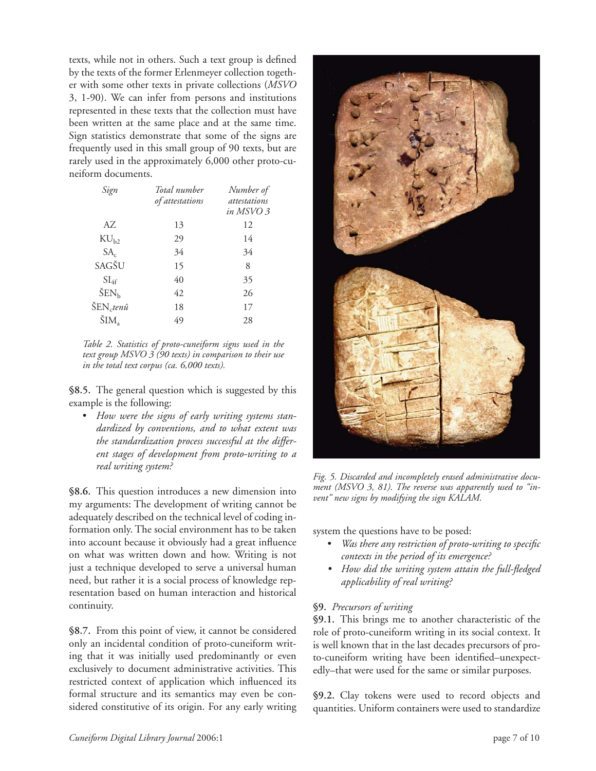texts, while not in others. Such a text group is defined by the texts of the former Erlenmeyer collection together with some other texts in private collections (*MSVO* 3, 1-90). We can infer from persons and institutions represented in these texts that the collection must have been written at the same place and at the same time. Sign statistics demonstrate that some of the signs are frequently used in this small group of 90 texts, but are rarely used in the approximately 6,000 other proto-cuneiform documents.

| *Sign* | *Total number of attestations* | *Number of attestations in MSVO 3* |
|---|---|---|
| AZ | 13 | 12 |
| $KU_{b2}$ | 29 | 14 |
| $SA_{c}$ | 34 | 34 |
| SAGŠU | 15 | 8 |
| $SI_{4f}$ | 40 | 35 |
| $ŠEN_{b}$ | 42 | 26 |
| $ŠEN_{c}$*tenû* | 18 | 17 |
| $ŠIM_{a}$ | 49 | 28 |

*Table 2. Statistics of proto-cuneiform signs used in the text group MSVO 3 (90 texts) in comparison to their use in the total text corpus (ca. 6,000 texts).*

**§8.5.** The general question which is suggested by this example is the following:

- *How were the signs of early writing systems standardized by conventions, and to what extent was the standardization process successful at the different stages of development from proto-writing to a real writing system?*

**§8.6.** This question introduces a new dimension into my arguments: The development of writing cannot be adequately described on the technical level of coding information only. The social environment has to be taken into account because it obviously had a great influence on what was written down and how. Writing is not just a technique developed to serve a universal human need, but rather it is a social process of knowledge representation based on human interaction and historical continuity.

**§8.7.** From this point of view, it cannot be considered only an incidental condition of proto-cuneiform writing that it was initially used predominantly or even exclusively to document administrative activities. This restricted context of application which influenced its formal structure and its semantics may even be considered constitutive of its origin. For any early writing system the questions have to be posed:

- *Was there any restriction of proto-writing to specific contexts in the period of its emergence?*
- *How did the writing system attain the full-fledged applicability of real writing?*

*Fig. 5. Discarded and incompletely erased administrative document (MSVO 3, 81). The reverse was apparently used to "invent" new signs by modifying the sign KALAM.*

**§9.** *Precursors of writing*

**§9.1.** This brings me to another characteristic of the role of proto-cuneiform writing in its social context. It is well known that in the last decades precursors of proto-cuneiform writing have been identified–unexpectedly–that were used for the same or similar purposes.

**§9.2.** Clay tokens were used to record objects and quantities. Uniform containers were used to standardize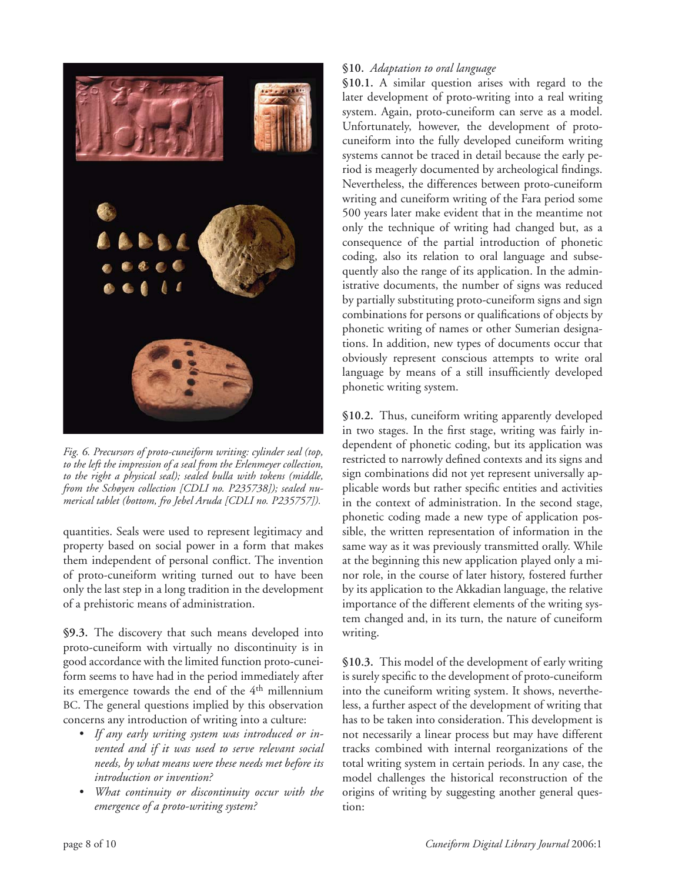*Fig. 6. Precursors of proto-cuneiform writing: cylinder seal (top, to the left the impression of a seal from the Erlenmeyer collection, to the right a physical seal); sealed bulla with tokens (middle, from the Schøyen collection [CDLI no. P235738]); sealed numerical tablet (bottom, fro Jebel Aruda [CDLI no. P235757]).*

quantities. Seals were used to represent legitimacy and property based on social power in a form that makes them independent of personal conflict. The invention of proto-cuneiform writing turned out to have been only the last step in a long tradition in the development of a prehistoric means of administration.

**§9.3.** The discovery that such means developed into proto-cuneiform with virtually no discontinuity is in good accordance with the limited function proto-cuneiform seems to have had in the period immediately after its emergence towards the end of the 4th millennium BC. The general questions implied by this observation concerns any introduction of writing into a culture:

- *If any early writing system was introduced or invented and if it was used to serve relevant social needs, by what means were these needs met before its introduction or invention?*
- *What continuity or discontinuity occur with the emergence of a proto-writing system?*

**§10.** *Adaptation to oral language*

**§10.1.** A similar question arises with regard to the later development of proto-writing into a real writing system. Again, proto-cuneiform can serve as a model. Unfortunately, however, the development of proto-cuneiform into the fully developed cuneiform writing systems cannot be traced in detail because the early period is meagerly documented by archeological findings. Nevertheless, the differences between proto-cuneiform writing and cuneiform writing of the Fara period some 500 years later make evident that in the meantime not only the technique of writing had changed but, as a consequence of the partial introduction of phonetic coding, also its relation to oral language and subsequently also the range of its application. In the administrative documents, the number of signs was reduced by partially substituting proto-cuneiform signs and sign combinations for persons or qualifications of objects by phonetic writing of names or other Sumerian designations. In addition, new types of documents occur that obviously represent conscious attempts to write oral language by means of a still insufficiently developed phonetic writing system.

**§10.2.** Thus, cuneiform writing apparently developed in two stages. In the first stage, writing was fairly independent of phonetic coding, but its application was restricted to narrowly defined contexts and its signs and sign combinations did not yet represent universally applicable words but rather specific entities and activities in the context of administration. In the second stage, phonetic coding made a new type of application possible, the written representation of information in the same way as it was previously transmitted orally. While at the beginning this new application played only a minor role, in the course of later history, fostered further by its application to the Akkadian language, the relative importance of the different elements of the writing system changed and, in its turn, the nature of cuneiform writing.

**§10.3.** This model of the development of early writing is surely specific to the development of proto-cuneiform into the cuneiform writing system. It shows, nevertheless, a further aspect of the development of writing that has to be taken into consideration. This development is not necessarily a linear process but may have different tracks combined with internal reorganizations of the total writing system in certain periods. In any case, the model challenges the historical reconstruction of the origins of writing by suggesting another general question: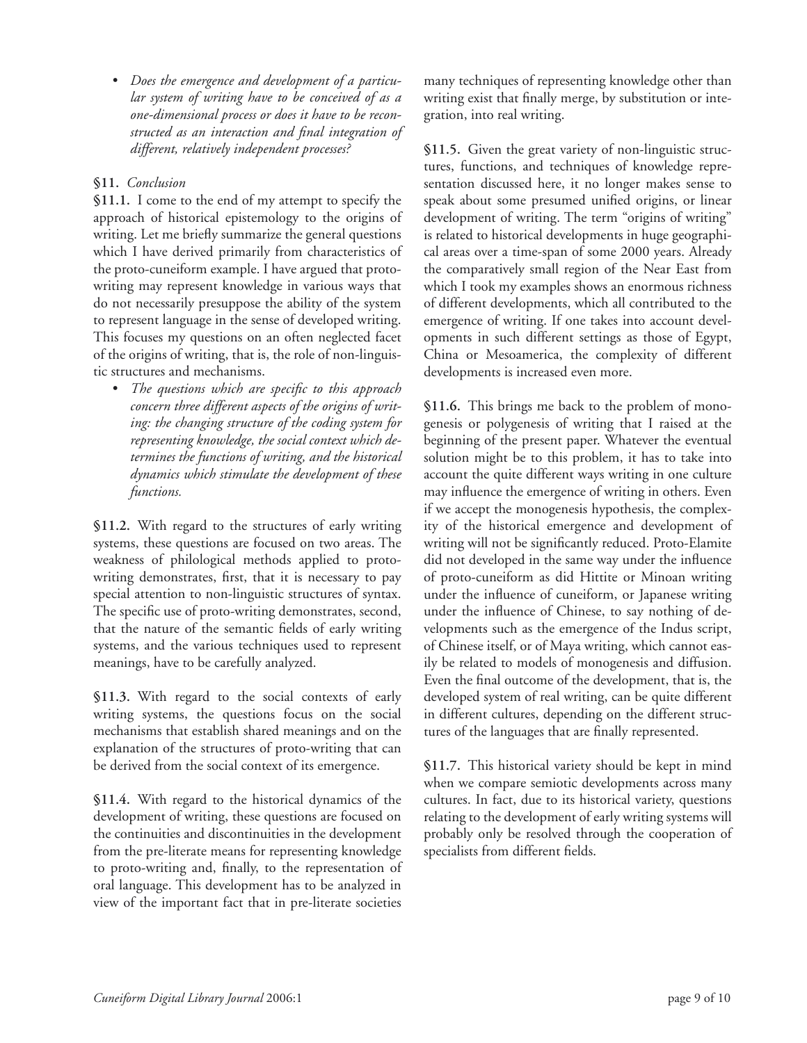- *Does the emergence and development of a particular system of writing have to be conceived of as a one-dimensional process or does it have to be reconstructed as an interaction and final integration of different, relatively independent processes?*

## §11. *Conclusion*

**§11.1.** I come to the end of my attempt to specify the approach of historical epistemology to the origins of writing. Let me briefly summarize the general questions which I have derived primarily from characteristics of the proto-cuneiform example. I have argued that proto-writing may represent knowledge in various ways that do not necessarily presuppose the ability of the system to represent language in the sense of developed writing. This focuses my questions on an often neglected facet of the origins of writing, that is, the role of non-linguistic structures and mechanisms.

- *The questions which are specific to this approach concern three different aspects of the origins of writing: the changing structure of the coding system for representing knowledge, the social context which determines the functions of writing, and the historical dynamics which stimulate the development of these functions.*

**§11.2.** With regard to the structures of early writing systems, these questions are focused on two areas. The weakness of philological methods applied to proto-writing demonstrates, first, that it is necessary to pay special attention to non-linguistic structures of syntax. The specific use of proto-writing demonstrates, second, that the nature of the semantic fields of early writing systems, and the various techniques used to represent meanings, have to be carefully analyzed.

**§11.3.** With regard to the social contexts of early writing systems, the questions focus on the social mechanisms that establish shared meanings and on the explanation of the structures of proto-writing that can be derived from the social context of its emergence.

**§11.4.** With regard to the historical dynamics of the development of writing, these questions are focused on the continuities and discontinuities in the development from the pre-literate means for representing knowledge to proto-writing and, finally, to the representation of oral language. This development has to be analyzed in view of the important fact that in pre-literate societies many techniques of representing knowledge other than writing exist that finally merge, by substitution or integration, into real writing.

**§11.5.** Given the great variety of non-linguistic structures, functions, and techniques of knowledge representation discussed here, it no longer makes sense to speak about some presumed unified origins, or linear development of writing. The term "origins of writing" is related to historical developments in huge geographical areas over a time-span of some 2000 years. Already the comparatively small region of the Near East from which I took my examples shows an enormous richness of different developments, which all contributed to the emergence of writing. If one takes into account developments in such different settings as those of Egypt, China or Mesoamerica, the complexity of different developments is increased even more.

**§11.6.** This brings me back to the problem of monogenesis or polygenesis of writing that I raised at the beginning of the present paper. Whatever the eventual solution might be to this problem, it has to take into account the quite different ways writing in one culture may influence the emergence of writing in others. Even if we accept the monogenesis hypothesis, the complexity of the historical emergence and development of writing will not be significantly reduced. Proto-Elamite did not developed in the same way under the influence of proto-cuneiform as did Hittite or Minoan writing under the influence of cuneiform, or Japanese writing under the influence of Chinese, to say nothing of developments such as the emergence of the Indus script, of Chinese itself, or of Maya writing, which cannot easily be related to models of monogenesis and diffusion. Even the final outcome of the development, that is, the developed system of real writing, can be quite different in different cultures, depending on the different structures of the languages that are finally represented.

**§11.7.** This historical variety should be kept in mind when we compare semiotic developments across many cultures. In fact, due to its historical variety, questions relating to the development of early writing systems will probably only be resolved through the cooperation of specialists from different fields.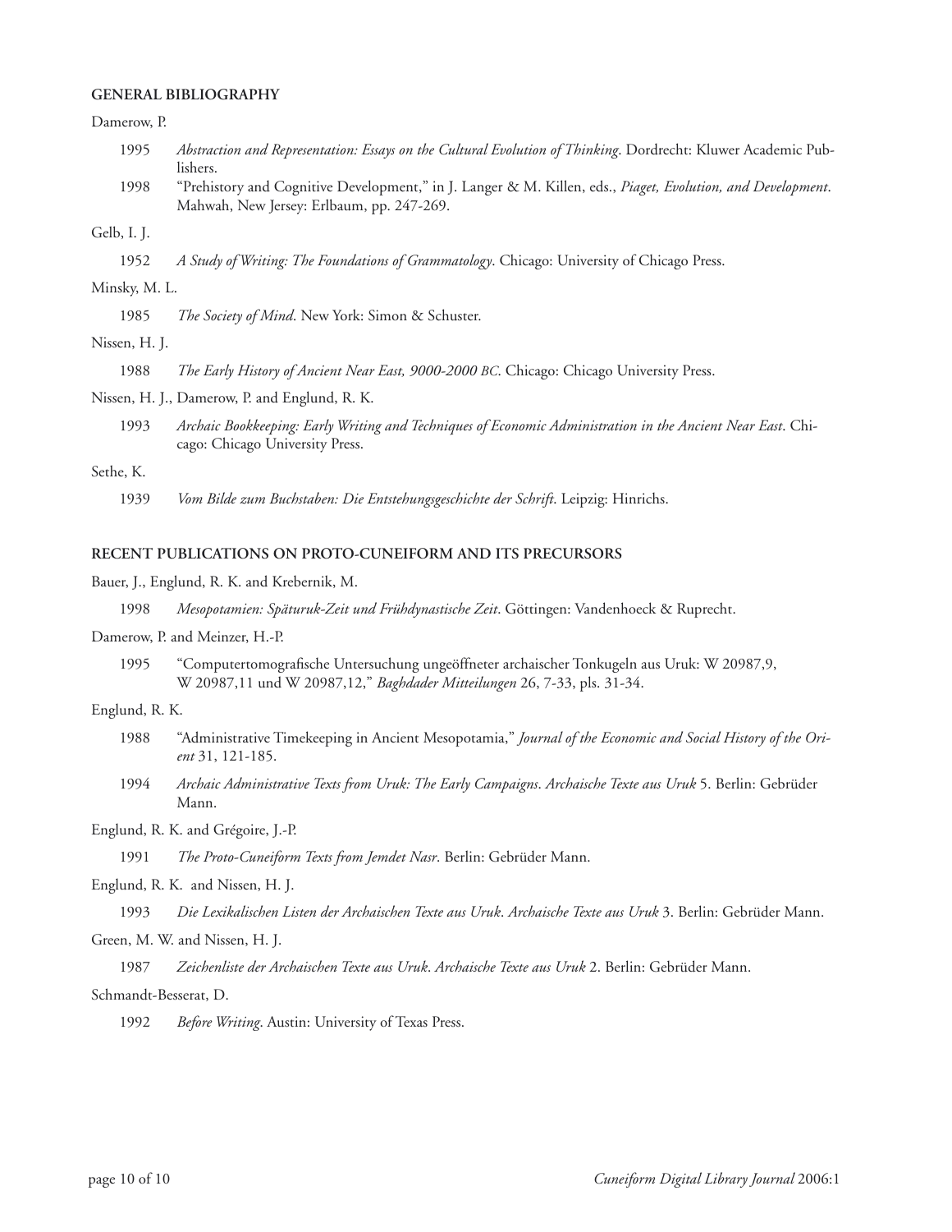## GENERAL BIBLIOGRAPHY

Damerow, P.

1995 *Abstraction and Representation: Essays on the Cultural Evolution of Thinking*. Dordrecht: Kluwer Academic Publishers.

1998 "Prehistory and Cognitive Development," in J. Langer & M. Killen, eds., *Piaget, Evolution, and Development*. Mahwah, New Jersey: Erlbaum, pp. 247-269.

Gelb, I. J.

1952 *A Study of Writing: The Foundations of Grammatology*. Chicago: University of Chicago Press.

Minsky, M. L.

1985 *The Society of Mind*. New York: Simon & Schuster.

Nissen, H. J.

1988 *The Early History of Ancient Near East, 9000-2000 BC*. Chicago: Chicago University Press.

Nissen, H. J., Damerow, P. and Englund, R. K.

1993 *Archaic Bookkeeping: Early Writing and Techniques of Economic Administration in the Ancient Near East*. Chicago: Chicago University Press.

Sethe, K.

1939 *Vom Bilde zum Buchstaben: Die Entstehungsgeschichte der Schrift*. Leipzig: Hinrichs.

## RECENT PUBLICATIONS ON PROTO-CUNEIFORM AND ITS PRECURSORS

Bauer, J., Englund, R. K. and Krebernik, M.

1998 *Mesopotamien: Späturuk-Zeit und Frühdynastische Zeit*. Göttingen: Vandenhoeck & Ruprecht.

Damerow, P. and Meinzer, H.-P.

1995 "Computertomografische Untersuchung ungeöffneter archaischer Tonkugeln aus Uruk: W 20987,9, W 20987,11 und W 20987,12," *Baghdader Mitteilungen* 26, 7-33, pls. 31-34.

Englund, R. K.

1988 "Administrative Timekeeping in Ancient Mesopotamia," *Journal of the Economic and Social History of the Orient* 31, 121-185.

1994 *Archaic Administrative Texts from Uruk: The Early Campaigns*. *Archaische Texte aus Uruk* 5. Berlin: Gebrüder Mann.

Englund, R. K. and Grégoire, J.-P.

1991 *The Proto-Cuneiform Texts from Jemdet Nasr*. Berlin: Gebrüder Mann.

Englund, R. K. and Nissen, H. J.

1993 *Die Lexikalischen Listen der Archaischen Texte aus Uruk*. *Archaische Texte aus Uruk* 3. Berlin: Gebrüder Mann.

Green, M. W. and Nissen, H. J.

1987 *Zeichenliste der Archaischen Texte aus Uruk*. *Archaische Texte aus Uruk* 2. Berlin: Gebrüder Mann.

Schmandt-Besserat, D.

1992 *Before Writing*. Austin: University of Texas Press.